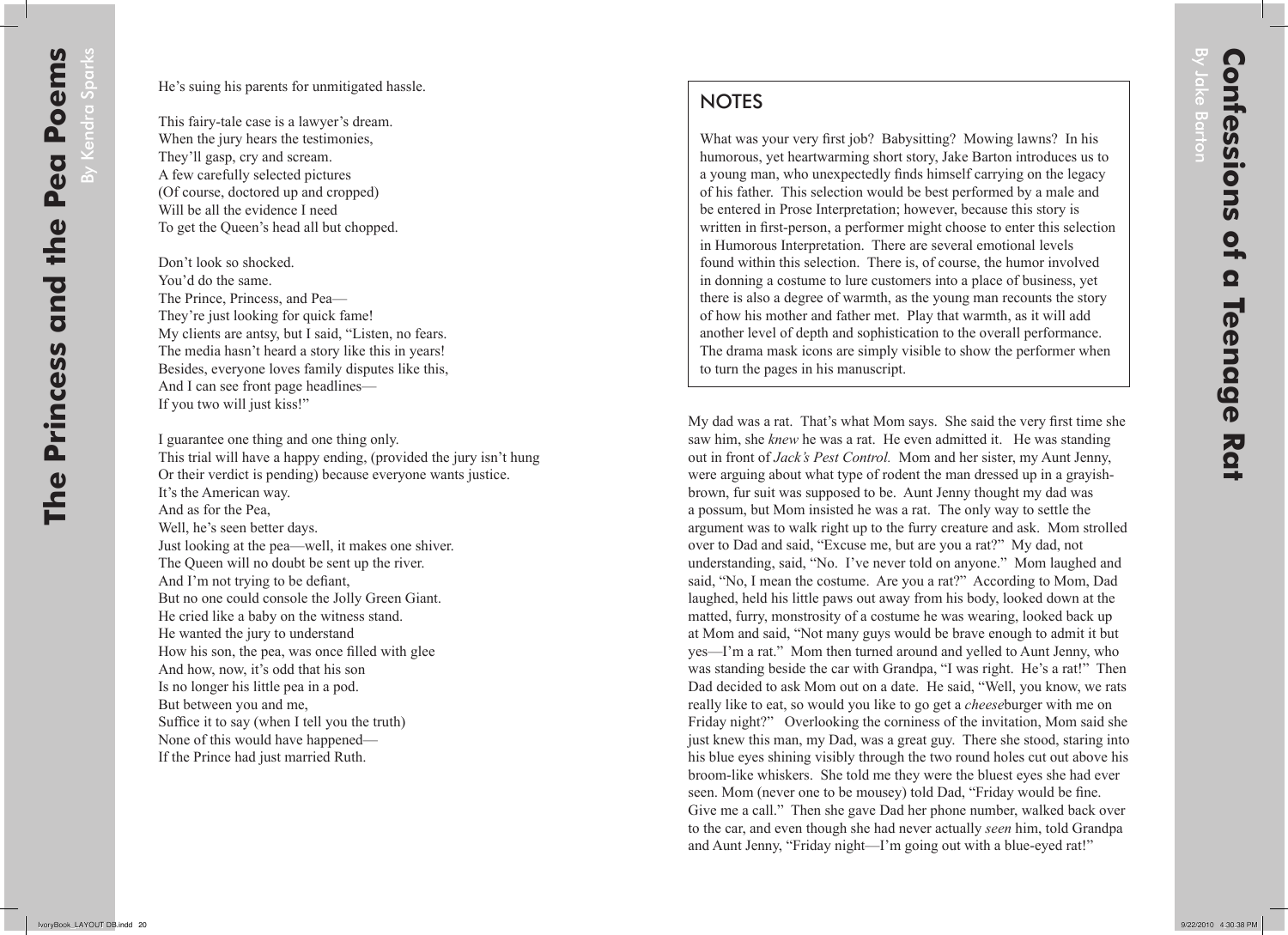He's suing his parents for unmitigated hassle.

This fairy-tale case is a lawyer's dream.
When the jury hears the testimonies,
They'll gasp, cry and scream.
A few carefully selected pictures
(Of course, doctored up and cropped)
Will be all the evidence I need
To get the Queen's head all but chopped.

Don't look so shocked.
You'd do the same.
The Prince, Princess, and Pea—
They're just looking for quick fame!
My clients are antsy, but I said, "Listen, no fears.
The media hasn't heard a story like this in years!
Besides, everyone loves family disputes like this,
And I can see front page headlines—
If you two will just kiss!"

I guarantee one thing and one thing only.
This trial will have a happy ending, (provided the jury isn't hung
Or their verdict is pending) because everyone wants justice.
It's the American way.
And as for the Pea,
Well, he's seen better days.
Just looking at the pea—well, it makes one shiver.
The Queen will no doubt be sent up the river.
And I'm not trying to be defiant,
But no one could console the Jolly Green Giant.
He cried like a baby on the witness stand.
He wanted the jury to understand
How his son, the pea, was once filled with glee
And how, now, it's odd that his son
Is no longer his little pea in a pod.
But between you and me,
Suffice it to say (when I tell you the truth)
None of this would have happened—
If the Prince had just married Ruth.

# Confessions of a Teenage Rat

By Jake Barton

## NOTES

What was your very first job? Babysitting? Mowing lawns? In his humorous, yet heartwarming short story, Jake Barton introduces us to a young man, who unexpectedly finds himself carrying on the legacy of his father. This selection would be best performed by a male and be entered in Prose Interpretation; however, because this story is written in first-person, a performer might choose to enter this selection in Humorous Interpretation. There are several emotional levels found within this selection. There is, of course, the humor involved in donning a costume to lure customers into a place of business, yet there is also a degree of warmth, as the young man recounts the story of how his mother and father met. Play that warmth, as it will add another level of depth and sophistication to the overall performance. The drama mask icons are simply visible to show the performer when to turn the pages in his manuscript.

My dad was a rat. That's what Mom says. She said the very first time she saw him, she *knew* he was a rat. He even admitted it. He was standing out in front of *Jack's Pest Control.* Mom and her sister, my Aunt Jenny, were arguing about what type of rodent the man dressed up in a grayish-brown, fur suit was supposed to be. Aunt Jenny thought my dad was a possum, but Mom insisted he was a rat. The only way to settle the argument was to walk right up to the furry creature and ask. Mom strolled over to Dad and said, "Excuse me, but are you a rat?" My dad, not understanding, said, "No. I've never told on anyone." Mom laughed and said, "No, I mean the costume. Are you a rat?" According to Mom, Dad laughed, held his little paws out away from his body, looked down at the matted, furry, monstrosity of a costume he was wearing, looked back up at Mom and said, "Not many guys would be brave enough to admit it but yes—I'm a rat." Mom then turned around and yelled to Aunt Jenny, who was standing beside the car with Grandpa, "I was right. He's a rat!" Then Dad decided to ask Mom out on a date. He said, "Well, you know, we rats really like to eat, so would you like to go get a *cheese*burger with me on Friday night?" Overlooking the corniness of the invitation, Mom said she just knew this man, my Dad, was a great guy. There she stood, staring into his blue eyes shining visibly through the two round holes cut out above his broom-like whiskers. She told me they were the bluest eyes she had ever seen. Mom (never one to be mousey) told Dad, "Friday would be fine. Give me a call." Then she gave Dad her phone number, walked back over to the car, and even though she had never actually *seen* him, told Grandpa and Aunt Jenny, "Friday night—I'm going out with a blue-eyed rat!"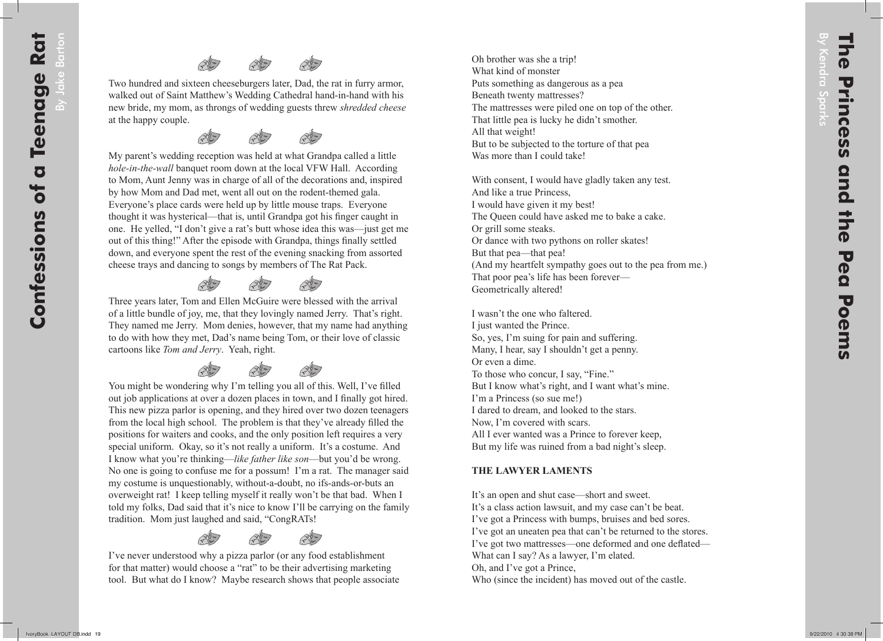Two hundred and sixteen cheeseburgers later, Dad, the rat in furry armor, walked out of Saint Matthew's Wedding Cathedral hand-in-hand with his new bride, my mom, as throngs of wedding guests threw *shredded cheese* at the happy couple.

My parent's wedding reception was held at what Grandpa called a little *hole-in-the-wall* banquet room down at the local VFW Hall. According to Mom, Aunt Jenny was in charge of all of the decorations and, inspired by how Mom and Dad met, went all out on the rodent-themed gala. Everyone's place cards were held up by little mouse traps. Everyone thought it was hysterical—that is, until Grandpa got his finger caught in one. He yelled, "I don't give a rat's butt whose idea this was—just get me out of this thing!" After the episode with Grandpa, things finally settled down, and everyone spent the rest of the evening snacking from assorted cheese trays and dancing to songs by members of The Rat Pack.

Three years later, Tom and Ellen McGuire were blessed with the arrival of a little bundle of joy, me, that they lovingly named Jerry. That's right. They named me Jerry. Mom denies, however, that my name had anything to do with how they met, Dad's name being Tom, or their love of classic cartoons like *Tom and Jerry*. Yeah, right.

You might be wondering why I'm telling you all of this. Well, I've filled out job applications at over a dozen places in town, and I finally got hired. This new pizza parlor is opening, and they hired over two dozen teenagers from the local high school. The problem is that they've already filled the positions for waiters and cooks, and the only position left requires a very special uniform. Okay, so it's not really a uniform. It's a costume. And I know what you're thinking—*like father like son*—but you'd be wrong. No one is going to confuse me for a possum! I'm a rat. The manager said my costume is unquestionably, without-a-doubt, no ifs-ands-or-buts an overweight rat! I keep telling myself it really won't be that bad. When I told my folks, Dad said that it's nice to know I'll be carrying on the family tradition. Mom just laughed and said, "CongRATs!

I've never understood why a pizza parlor (or any food establishment for that matter) would choose a "rat" to be their advertising marketing tool. But what do I know? Maybe research shows that people associate

Oh brother was she a trip!
What kind of monster
Puts something as dangerous as a pea
Beneath twenty mattresses?
The mattresses were piled one on top of the other.
That little pea is lucky he didn't smother.
All that weight!
But to be subjected to the torture of that pea
Was more than I could take!

With consent, I would have gladly taken any test.
And like a true Princess,
I would have given it my best!
The Queen could have asked me to bake a cake.
Or grill some steaks.
Or dance with two pythons on roller skates!
But that pea—that pea!
(And my heartfelt sympathy goes out to the pea from me.)
That poor pea's life has been forever—
Geometrically altered!

I wasn't the one who faltered.
I just wanted the Prince.
So, yes, I'm suing for pain and suffering.
Many, I hear, say I shouldn't get a penny.
Or even a dime.
To those who concur, I say, "Fine."
But I know what's right, and I want what's mine.
I'm a Princess (so sue me!)
I dared to dream, and looked to the stars.
Now, I'm covered with scars.
All I ever wanted was a Prince to forever keep,
But my life was ruined from a bad night's sleep.

**THE LAWYER LAMENTS**

It's an open and shut case—short and sweet.
It's a class action lawsuit, and my case can't be beat.
I've got a Princess with bumps, bruises and bed sores.
I've got an uneaten pea that can't be returned to the stores.
I've got two mattresses—one deformed and one deflated—
What can I say? As a lawyer, I'm elated.
Oh, and I've got a Prince,
Who (since the incident) has moved out of the castle.